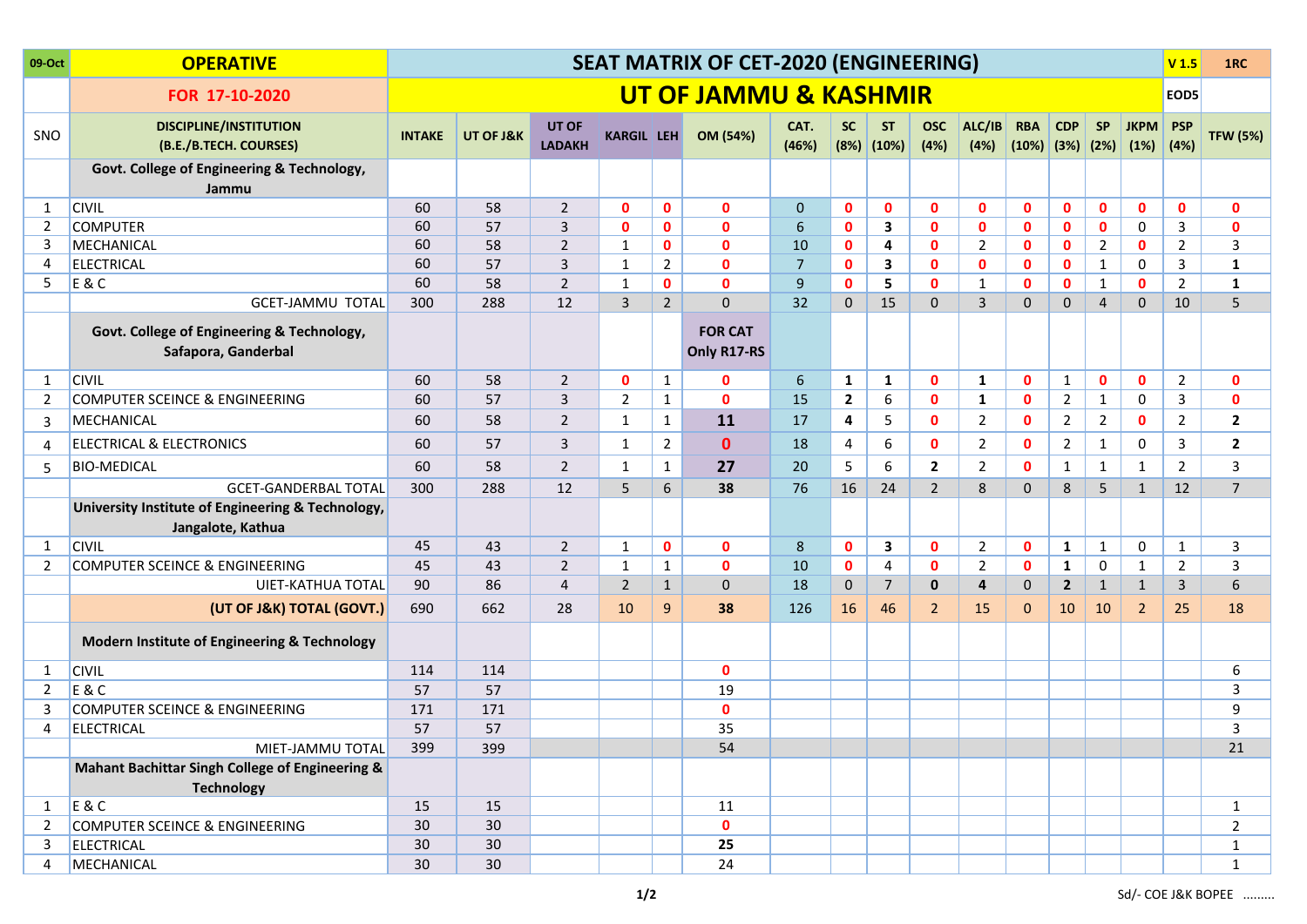| 09-Oct | OPERATIVE | SEAT MATRIX OF CET-2020 (ENGINEERING) | | | | | | | | | | | | | | | | V 1.5 | 1RC |
|---|---|---|---|---|---|---|---|---|---|---|---|---|---|---|---|---|---|---|---|
| | FOR 17-10-2020 | UT OF JAMMU & KASHMIR | | | | | | | | | | | | | | | | EOD5 | |
| SNO | DISCIPLINE/INSTITUTION (B.E./B.TECH. COURSES) | INTAKE | UT OF J&K | UT OF LADAKH | KARGIL | LEH | OM (54%) | CAT. (46%) | SC (8%) | ST (10%) | OSC (4%) | ALC/IB (4%) | RBA (10%) | CDP (3%) | SP (2%) | JKPM (1%) | PSP (4%) | TFW (5%) | |
| | **Govt. College of Engineering & Technology, Jammu** | | | | | | | | | | | | | | | | | | |
| 1 | CIVIL | 60 | 58 | 2 | 0 | 0 | 0 | 0 | 0 | 0 | 0 | 0 | 0 | 0 | 0 | 0 | 0 | 0 | |
| 2 | COMPUTER | 60 | 57 | 3 | 0 | 0 | 0 | 6 | 0 | 3 | 0 | 0 | 0 | 0 | 0 | 0 | 3 | 0 | |
| 3 | MECHANICAL | 60 | 58 | 2 | 1 | 0 | 0 | 10 | 0 | 4 | 0 | 2 | 0 | 0 | 2 | 0 | 2 | 3 | |
| 4 | ELECTRICAL | 60 | 57 | 3 | 1 | 2 | 0 | 7 | 0 | 3 | 0 | 0 | 0 | 0 | 1 | 0 | 3 | 1 | |
| 5 | E & C | 60 | 58 | 2 | 1 | 0 | 0 | 9 | 0 | 5 | 0 | 1 | 0 | 0 | 1 | 0 | 2 | 1 | |
| | GCET-JAMMU TOTAL | 300 | 288 | 12 | 3 | 2 | 0 | 32 | 0 | 15 | 0 | 3 | 0 | 0 | 4 | 0 | 10 | 5 | |
| | **Govt. College of Engineering & Technology, Safapora, Ganderbal** | | | | | | **FOR CAT Only R17-RS** | | | | | | | | | | | | |
| 1 | CIVIL | 60 | 58 | 2 | 0 | 1 | 0 | 6 | 1 | 1 | 0 | 1 | 0 | 1 | 0 | 0 | 2 | 0 | |
| 2 | COMPUTER SCEINCE & ENGINEERING | 60 | 57 | 3 | 2 | 1 | 0 | 15 | 2 | 6 | 0 | 1 | 0 | 2 | 1 | 0 | 3 | 0 | |
| 3 | MECHANICAL | 60 | 58 | 2 | 1 | 1 | 11 | 17 | 4 | 5 | 0 | 2 | 0 | 2 | 2 | 0 | 2 | 2 | |
| 4 | ELECTRICAL & ELECTRONICS | 60 | 57 | 3 | 1 | 2 | 0 | 18 | 4 | 6 | 0 | 2 | 0 | 2 | 1 | 0 | 3 | 2 | |
| 5 | BIO-MEDICAL | 60 | 58 | 2 | 1 | 1 | 27 | 20 | 5 | 6 | 2 | 2 | 0 | 1 | 1 | 1 | 2 | 3 | |
| | GCET-GANDERBAL TOTAL | 300 | 288 | 12 | 5 | 6 | 38 | 76 | 16 | 24 | 2 | 8 | 0 | 8 | 5 | 1 | 12 | 7 | |
| | **University Institute of Engineering & Technology, Jangalote, Kathua** | | | | | | | | | | | | | | | | | | |
| 1 | CIVIL | 45 | 43 | 2 | 1 | 0 | 0 | 8 | 0 | 3 | 0 | 2 | 0 | 1 | 1 | 0 | 1 | 3 | |
| 2 | COMPUTER SCEINCE & ENGINEERING | 45 | 43 | 2 | 1 | 1 | 0 | 10 | 0 | 4 | 0 | 2 | 0 | 1 | 0 | 1 | 2 | 3 | |
| | UIET-KATHUA TOTAL | 90 | 86 | 4 | 2 | 1 | 0 | 18 | 0 | 7 | 0 | 4 | 0 | 2 | 1 | 1 | 3 | 6 | |
| | **(UT OF J&K) TOTAL (GOVT.)** | 690 | 662 | 28 | 10 | 9 | 38 | 126 | 16 | 46 | 2 | 15 | 0 | 10 | 10 | 2 | 25 | 18 | |
| | **Modern Institute of Engineering & Technology** | | | | | | | | | | | | | | | | | | |
| 1 | CIVIL | 114 | 114 | | | | 0 | | | | | | | | | | | 6 | |
| 2 | E & C | 57 | 57 | | | | 19 | | | | | | | | | | | 3 | |
| 3 | COMPUTER SCEINCE & ENGINEERING | 171 | 171 | | | | 0 | | | | | | | | | | | 9 | |
| 4 | ELECTRICAL | 57 | 57 | | | | 35 | | | | | | | | | | | 3 | |
| | MIET-JAMMU TOTAL | 399 | 399 | | | | 54 | | | | | | | | | | | 21 | |
| | **Mahant Bachittar Singh College of Engineering & Technology** | | | | | | | | | | | | | | | | | | |
| 1 | E & C | 15 | 15 | | | | 11 | | | | | | | | | | | 1 | |
| 2 | COMPUTER SCEINCE & ENGINEERING | 30 | 30 | | | | 0 | | | | | | | | | | | 2 | |
| 3 | ELECTRICAL | 30 | 30 | | | | 25 | | | | | | | | | | | 1 | |
| 4 | MECHANICAL | 30 | 30 | | | | 24 | | | | | | | | | | | 1 | |

Sd/- COE J&K BOPEE .........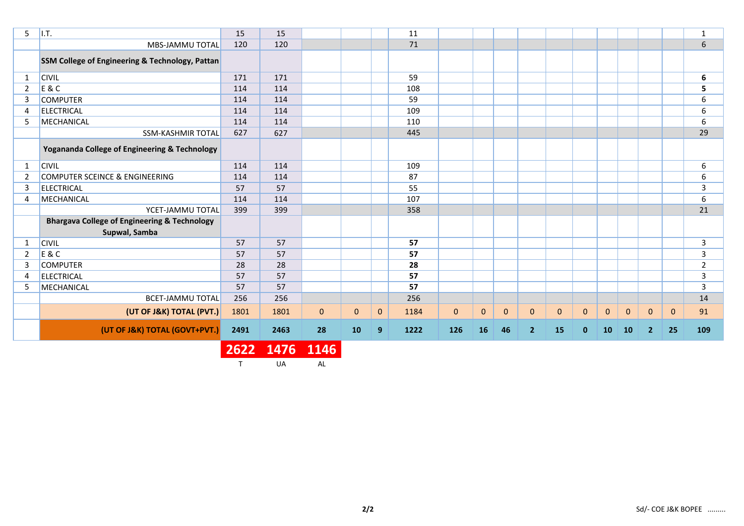| | | | | | | | | | | | | | | | | | | |
|---|---|---|---|---|---|---|---|---|---|---|---|---|---|---|---|---|---|---|
| 5 | I.T. | 15 | 15 | | | | 11 | | | | | | | | | | | 1 |
| | MBS-JAMMU TOTAL | 120 | 120 | | | | 71 | | | | | | | | | | | 6 |
| | **SSM College of Engineering & Technology, Pattan** | | | | | | | | | | | | | | | | | |
| 1 | CIVIL | 171 | 171 | | | | 59 | | | | | | | | | | | **6** |
| 2 | E & C | 114 | 114 | | | | 108 | | | | | | | | | | | **5** |
| 3 | COMPUTER | 114 | 114 | | | | 59 | | | | | | | | | | | 6 |
| 4 | ELECTRICAL | 114 | 114 | | | | 109 | | | | | | | | | | | 6 |
| 5 | MECHANICAL | 114 | 114 | | | | 110 | | | | | | | | | | | 6 |
| | SSM-KASHMIR TOTAL | 627 | 627 | | | | 445 | | | | | | | | | | | 29 |
| | **Yogananda College of Engineering & Technology** | | | | | | | | | | | | | | | | | |
| 1 | CIVIL | 114 | 114 | | | | 109 | | | | | | | | | | | 6 |
| 2 | COMPUTER SCEINCE & ENGINEERING | 114 | 114 | | | | 87 | | | | | | | | | | | 6 |
| 3 | ELECTRICAL | 57 | 57 | | | | 55 | | | | | | | | | | | 3 |
| 4 | MECHANICAL | 114 | 114 | | | | 107 | | | | | | | | | | | 6 |
| | YCET-JAMMU TOTAL | 399 | 399 | | | | 358 | | | | | | | | | | | 21 |
| | **Bhargava College of Engineering & Technology Supwal, Samba** | | | | | | | | | | | | | | | | | |
| 1 | CIVIL | 57 | 57 | | | | **57** | | | | | | | | | | | 3 |
| 2 | E & C | 57 | 57 | | | | **57** | | | | | | | | | | | 3 |
| 3 | COMPUTER | 28 | 28 | | | | **28** | | | | | | | | | | | 2 |
| 4 | ELECTRICAL | 57 | 57 | | | | **57** | | | | | | | | | | | 3 |
| 5 | MECHANICAL | 57 | 57 | | | | **57** | | | | | | | | | | | 3 |
| | BCET-JAMMU TOTAL | 256 | 256 | | | | 256 | | | | | | | | | | | 14 |
| | **(UT OF J&K) TOTAL (PVT.)** | 1801 | 1801 | 0 | 0 | 0 | 1184 | 0 | 0 | 0 | 0 | 0 | 0 | 0 | 0 | 0 | 0 | 91 |
| | **(UT OF J&K) TOTAL (GOVT+PVT.)** | **2491** | **2463** | **28** | **10** | **9** | **1222** | **126** | **16** | **46** | **2** | **15** | **0** | **10** | **10** | **2** | **25** | **109** |
| | | **2622** | **1476** | **1146** | | | | | | | | | | | | | | |
| | | T | UA | AL | | | | | | | | | | | | | | |

Sd/- COE J&K BOPEE .........